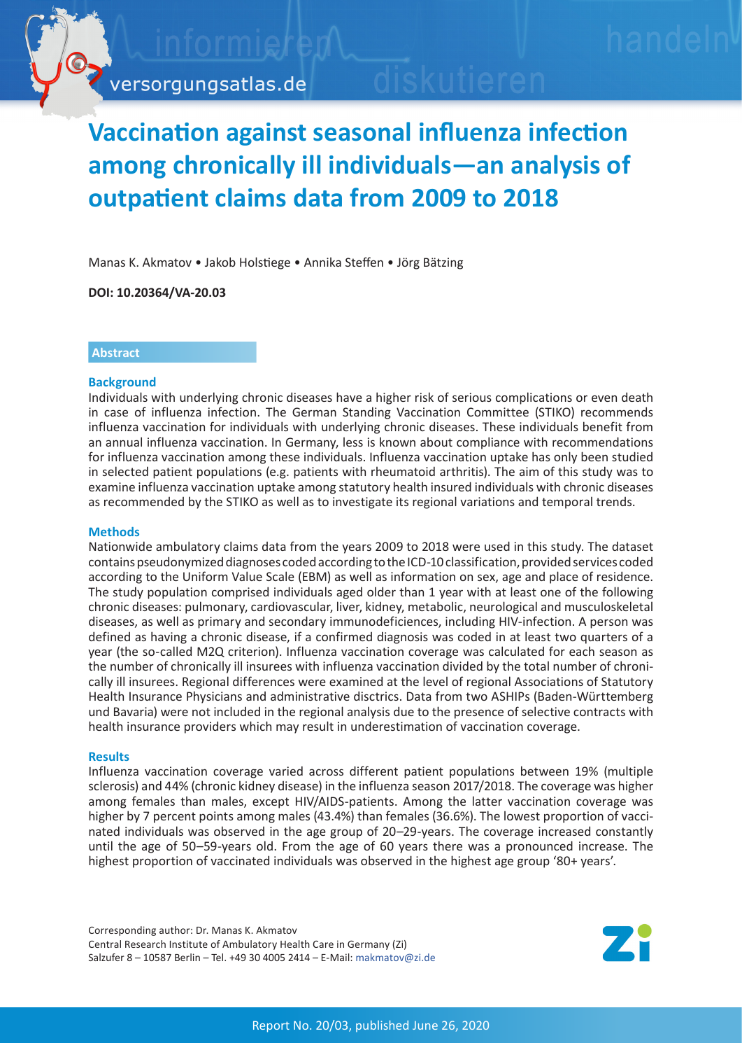# Vaccination against seasonal influenza infection among chronically ill individuals—an analysis of outpatient claims data from 2009 to 2018

Manas K. Akmatov • Jakob Holstiege • Annika Steffen • Jörg Bätzing

**DOI: 10.20364/VA-20.03**

## Abstract

### Background

Individuals with underlying chronic diseases have a higher risk of serious complications or even death in case of influenza infection. The German Standing Vaccination Committee (STIKO) recommends influenza vaccination for individuals with underlying chronic diseases. These individuals benefit from an annual influenza vaccination. In Germany, less is known about compliance with recommendations for influenza vaccination among these individuals. Influenza vaccination uptake has only been studied in selected patient populations (e.g. patients with rheumatoid arthritis). The aim of this study was to examine influenza vaccination uptake among statutory health insured individuals with chronic diseases as recommended by the STIKO as well as to investigate its regional variations and temporal trends.

### Methods

Nationwide ambulatory claims data from the years 2009 to 2018 were used in this study. The dataset contains pseudonymized diagnoses coded according to the ICD-10 classification, provided services coded according to the Uniform Value Scale (EBM) as well as information on sex, age and place of residence. The study population comprised individuals aged older than 1 year with at least one of the following chronic diseases: pulmonary, cardiovascular, liver, kidney, metabolic, neurological and musculoskeletal diseases, as well as primary and secondary immunodeficiences, including HIV-infection. A person was defined as having a chronic disease, if a confirmed diagnosis was coded in at least two quarters of a year (the so-called M2Q criterion). Influenza vaccination coverage was calculated for each season as the number of chronically ill insurees with influenza vaccination divided by the total number of chronically ill insurees. Regional differences were examined at the level of regional Associations of Statutory Health Insurance Physicians and administrative disctricts. Data from two ASHIPs (Baden-Württemberg und Bavaria) were not included in the regional analysis due to the presence of selective contracts with health insurance providers which may result in underestimation of vaccination coverage.

### Results

Influenza vaccination coverage varied across different patient populations between 19% (multiple sclerosis) and 44% (chronic kidney disease) in the influenza season 2017/2018. The coverage was higher among females than males, except HIV/AIDS-patients. Among the latter vaccination coverage was higher by 7 percent points among males (43.4%) than females (36.6%). The lowest proportion of vaccinated individuals was observed in the age group of 20–29-years. The coverage increased constantly until the age of 50–59-years old. From the age of 60 years there was a pronounced increase. The highest proportion of vaccinated individuals was observed in the highest age group '80+ years'.

Corresponding author: Dr. Manas K. Akmatov
Central Research Institute of Ambulatory Health Care in Germany (Zi)
Salzufer 8 – 10587 Berlin – Tel. +49 30 4005 2414 – E-Mail: makmatov@zi.de

Report No. 20/03, published June 26, 2020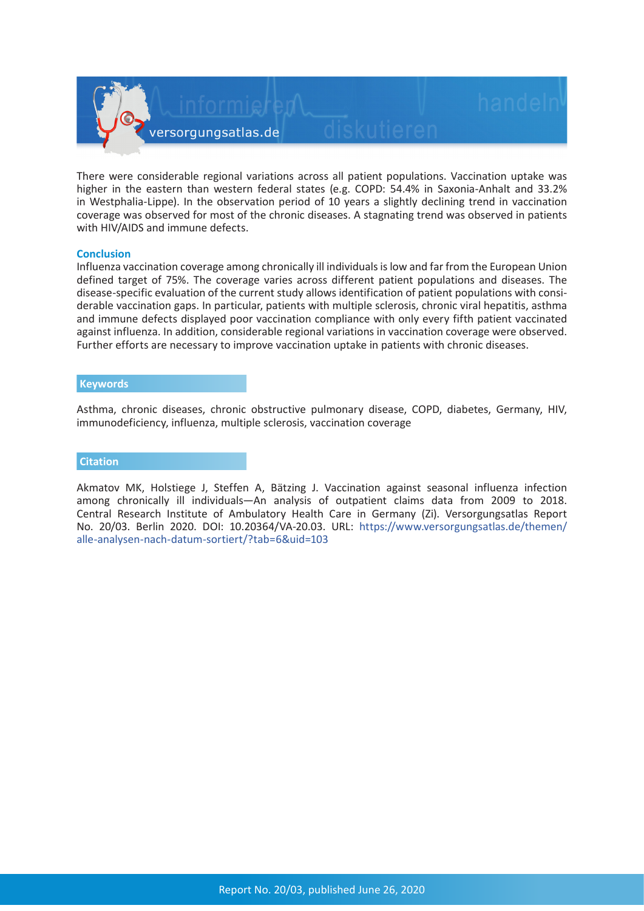There were considerable regional variations across all patient populations. Vaccination uptake was higher in the eastern than western federal states (e.g. COPD: 54.4% in Saxonia-Anhalt and 33.2% in Westphalia-Lippe). In the observation period of 10 years a slightly declining trend in vaccination coverage was observed for most of the chronic diseases. A stagnating trend was observed in patients with HIV/AIDS and immune defects.

### Conclusion

Influenza vaccination coverage among chronically ill individuals is low and far from the European Union defined target of 75%. The coverage varies across different patient populations and diseases. The disease-specific evaluation of the current study allows identification of patient populations with considerable vaccination gaps. In particular, patients with multiple sclerosis, chronic viral hepatitis, asthma and immune defects displayed poor vaccination compliance with only every fifth patient vaccinated against influenza. In addition, considerable regional variations in vaccination coverage were observed. Further efforts are necessary to improve vaccination uptake in patients with chronic diseases.

## Keywords

Asthma, chronic diseases, chronic obstructive pulmonary disease, COPD, diabetes, Germany, HIV, immunodeficiency, influenza, multiple sclerosis, vaccination coverage

## Citation

Akmatov MK, Holstiege J, Steffen A, Bätzing J. Vaccination against seasonal influenza infection among chronically ill individuals—An analysis of outpatient claims data from 2009 to 2018. Central Research Institute of Ambulatory Health Care in Germany (Zi). Versorgungsatlas Report No. 20/03. Berlin 2020. DOI: 10.20364/VA-20.03. URL: https://www.versorgungsatlas.de/themen/alle-analysen-nach-datum-sortiert/?tab=6&uid=103